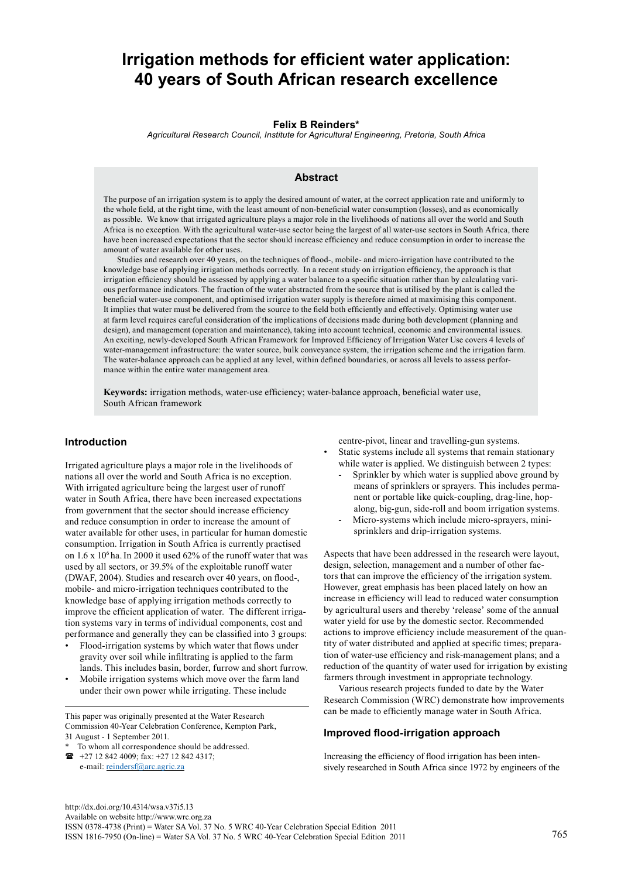# Irrigation methods for efficient water application: 40 years of South African research excellence

**Felix B Reinders***

*Agricultural Research Council, Institute for Agricultural Engineering, Pretoria, South Africa*

## Abstract

The purpose of an irrigation system is to apply the desired amount of water, at the correct application rate and uniformly to the whole field, at the right time, with the least amount of non-beneficial water consumption (losses), and as economically as possible. We know that irrigated agriculture plays a major role in the livelihoods of nations all over the world and South Africa is no exception. With the agricultural water-use sector being the largest of all water-use sectors in South Africa, there have been increased expectations that the sector should increase efficiency and reduce consumption in order to increase the amount of water available for other uses.

Studies and research over 40 years, on the techniques of flood-, mobile- and micro-irrigation have contributed to the knowledge base of applying irrigation methods correctly. In a recent study on irrigation efficiency, the approach is that irrigation efficiency should be assessed by applying a water balance to a specific situation rather than by calculating various performance indicators. The fraction of the water abstracted from the source that is utilised by the plant is called the beneficial water-use component, and optimised irrigation water supply is therefore aimed at maximising this component. It implies that water must be delivered from the source to the field both efficiently and effectively. Optimising water use at farm level requires careful consideration of the implications of decisions made during both development (planning and design), and management (operation and maintenance), taking into account technical, economic and environmental issues. An exciting, newly-developed South African Framework for Improved Efficiency of Irrigation Water Use covers 4 levels of water-management infrastructure: the water source, bulk conveyance system, the irrigation scheme and the irrigation farm. The water-balance approach can be applied at any level, within defined boundaries, or across all levels to assess performance within the entire water management area.

**Keywords:** irrigation methods, water-use efficiency; water-balance approach, beneficial water use, South African framework

## Introduction

Irrigated agriculture plays a major role in the livelihoods of nations all over the world and South Africa is no exception. With irrigated agriculture being the largest user of runoff water in South Africa, there have been increased expectations from government that the sector should increase efficiency and reduce consumption in order to increase the amount of water available for other uses, in particular for human domestic consumption. Irrigation in South Africa is currently practised on $1.6 \times 10^6$ ha. In 2000 it used 62% of the runoff water that was used by all sectors, or 39.5% of the exploitable runoff water (DWAF, 2004). Studies and research over 40 years, on flood-, mobile- and micro-irrigation techniques contributed to the knowledge base of applying irrigation methods correctly to improve the efficient application of water. The different irrigation systems vary in terms of individual components, cost and performance and generally they can be classified into 3 groups:

- Flood-irrigation systems by which water that flows under gravity over soil while infiltrating is applied to the farm lands. This includes basin, border, furrow and short furrow.
- Mobile irrigation systems which move over the farm land under their own power while irrigating. These include centre-pivot, linear and travelling-gun systems.
- Static systems include all systems that remain stationary while water is applied. We distinguish between 2 types:
  - Sprinkler by which water is supplied above ground by means of sprinklers or sprayers. This includes permanent or portable like quick-coupling, drag-line, hop-along, big-gun, side-roll and boom irrigation systems.
  - Micro-systems which include micro-sprayers, mini-sprinklers and drip-irrigation systems.

Aspects that have been addressed in the research were layout, design, selection, management and a number of other factors that can improve the efficiency of the irrigation system. However, great emphasis has been placed lately on how an increase in efficiency will lead to reduced water consumption by agricultural users and thereby 'release' some of the annual water yield for use by the domestic sector. Recommended actions to improve efficiency include measurement of the quantity of water distributed and applied at specific times; preparation of water-use efficiency and risk-management plans; and a reduction of the quantity of water used for irrigation by existing farmers through investment in appropriate technology.

Various research projects funded to date by the Water Research Commission (WRC) demonstrate how improvements can be made to efficiently manage water in South Africa.

## Improved flood-irrigation approach

Increasing the efficiency of flood irrigation has been intensively researched in South Africa since 1972 by engineers of the

---

This paper was originally presented at the Water Research Commission 40-Year Celebration Conference, Kempton Park, 31 August - 1 September 2011.

\* To whom all correspondence should be addressed.
☎ +27 12 842 4009; fax: +27 12 842 4317;
e-mail: reindersf@arc.agric.za

http://dx.doi.org/10.4314/wsa.v37i5.13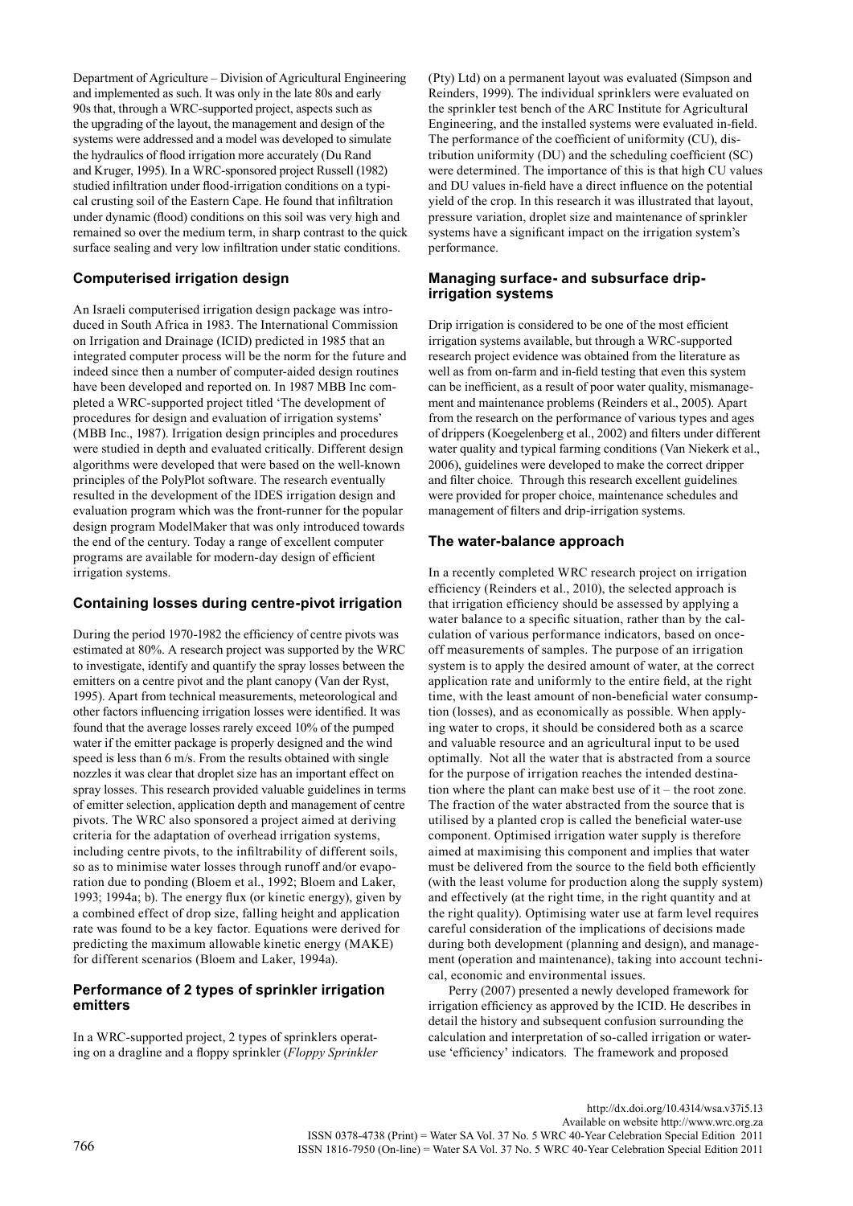Department of Agriculture – Division of Agricultural Engineering and implemented as such. It was only in the late 80s and early 90s that, through a WRC-supported project, aspects such as the upgrading of the layout, the management and design of the systems were addressed and a model was developed to simulate the hydraulics of flood irrigation more accurately (Du Rand and Kruger, 1995). In a WRC-sponsored project Russell (1982) studied infiltration under flood-irrigation conditions on a typical crusting soil of the Eastern Cape. He found that infiltration under dynamic (flood) conditions on this soil was very high and remained so over the medium term, in sharp contrast to the quick surface sealing and very low infiltration under static conditions.

### Computerised irrigation design

An Israeli computerised irrigation design package was introduced in South Africa in 1983. The International Commission on Irrigation and Drainage (ICID) predicted in 1985 that an integrated computer process will be the norm for the future and indeed since then a number of computer-aided design routines have been developed and reported on. In 1987 MBB Inc completed a WRC-supported project titled 'The development of procedures for design and evaluation of irrigation systems' (MBB Inc., 1987). Irrigation design principles and procedures were studied in depth and evaluated critically. Different design algorithms were developed that were based on the well-known principles of the PolyPlot software. The research eventually resulted in the development of the IDES irrigation design and evaluation program which was the front-runner for the popular design program ModelMaker that was only introduced towards the end of the century. Today a range of excellent computer programs are available for modern-day design of efficient irrigation systems.

### Containing losses during centre-pivot irrigation

During the period 1970-1982 the efficiency of centre pivots was estimated at 80%. A research project was supported by the WRC to investigate, identify and quantify the spray losses between the emitters on a centre pivot and the plant canopy (Van der Ryst, 1995). Apart from technical measurements, meteorological and other factors influencing irrigation losses were identified. It was found that the average losses rarely exceed 10% of the pumped water if the emitter package is properly designed and the wind speed is less than 6 m/s. From the results obtained with single nozzles it was clear that droplet size has an important effect on spray losses. This research provided valuable guidelines in terms of emitter selection, application depth and management of centre pivots. The WRC also sponsored a project aimed at deriving criteria for the adaptation of overhead irrigation systems, including centre pivots, to the infiltrability of different soils, so as to minimise water losses through runoff and/or evaporation due to ponding (Bloem et al., 1992; Bloem and Laker, 1993; 1994a; b). The energy flux (or kinetic energy), given by a combined effect of drop size, falling height and application rate was found to be a key factor. Equations were derived for predicting the maximum allowable kinetic energy (MAKE) for different scenarios (Bloem and Laker, 1994a).

### Performance of 2 types of sprinkler irrigation emitters

In a WRC-supported project, 2 types of sprinklers operating on a dragline and a floppy sprinkler (*Floppy Sprinkler* (Pty) Ltd) on a permanent layout was evaluated (Simpson and Reinders, 1999). The individual sprinklers were evaluated on the sprinkler test bench of the ARC Institute for Agricultural Engineering, and the installed systems were evaluated in-field. The performance of the coefficient of uniformity (CU), distribution uniformity (DU) and the scheduling coefficient (SC) were determined. The importance of this is that high CU values and DU values in-field have a direct influence on the potential yield of the crop. In this research it was illustrated that layout, pressure variation, droplet size and maintenance of sprinkler systems have a significant impact on the irrigation system's performance.

### Managing surface- and subsurface drip-irrigation systems

Drip irrigation is considered to be one of the most efficient irrigation systems available, but through a WRC-supported research project evidence was obtained from the literature as well as from on-farm and in-field testing that even this system can be inefficient, as a result of poor water quality, mismanagement and maintenance problems (Reinders et al., 2005). Apart from the research on the performance of various types and ages of drippers (Koegelenberg et al., 2002) and filters under different water quality and typical farming conditions (Van Niekerk et al., 2006), guidelines were developed to make the correct dripper and filter choice. Through this research excellent guidelines were provided for proper choice, maintenance schedules and management of filters and drip-irrigation systems.

### The water-balance approach

In a recently completed WRC research project on irrigation efficiency (Reinders et al., 2010), the selected approach is that irrigation efficiency should be assessed by applying a water balance to a specific situation, rather than by the calculation of various performance indicators, based on once-off measurements of samples. The purpose of an irrigation system is to apply the desired amount of water, at the correct application rate and uniformly to the entire field, at the right time, with the least amount of non-beneficial water consumption (losses), and as economically as possible. When applying water to crops, it should be considered both as a scarce and valuable resource and an agricultural input to be used optimally. Not all the water that is abstracted from a source for the purpose of irrigation reaches the intended destination where the plant can make best use of it – the root zone. The fraction of the water abstracted from the source that is utilised by a planted crop is called the beneficial water-use component. Optimised irrigation water supply is therefore aimed at maximising this component and implies that water must be delivered from the source to the field both efficiently (with the least volume for production along the supply system) and effectively (at the right time, in the right quantity and at the right quality). Optimising water use at farm level requires careful consideration of the implications of decisions made during both development (planning and design), and management (operation and maintenance), taking into account technical, economic and environmental issues.

Perry (2007) presented a newly developed framework for irrigation efficiency as approved by the ICID. He describes in detail the history and subsequent confusion surrounding the calculation and interpretation of so-called irrigation or water-use 'efficiency' indicators. The framework and proposed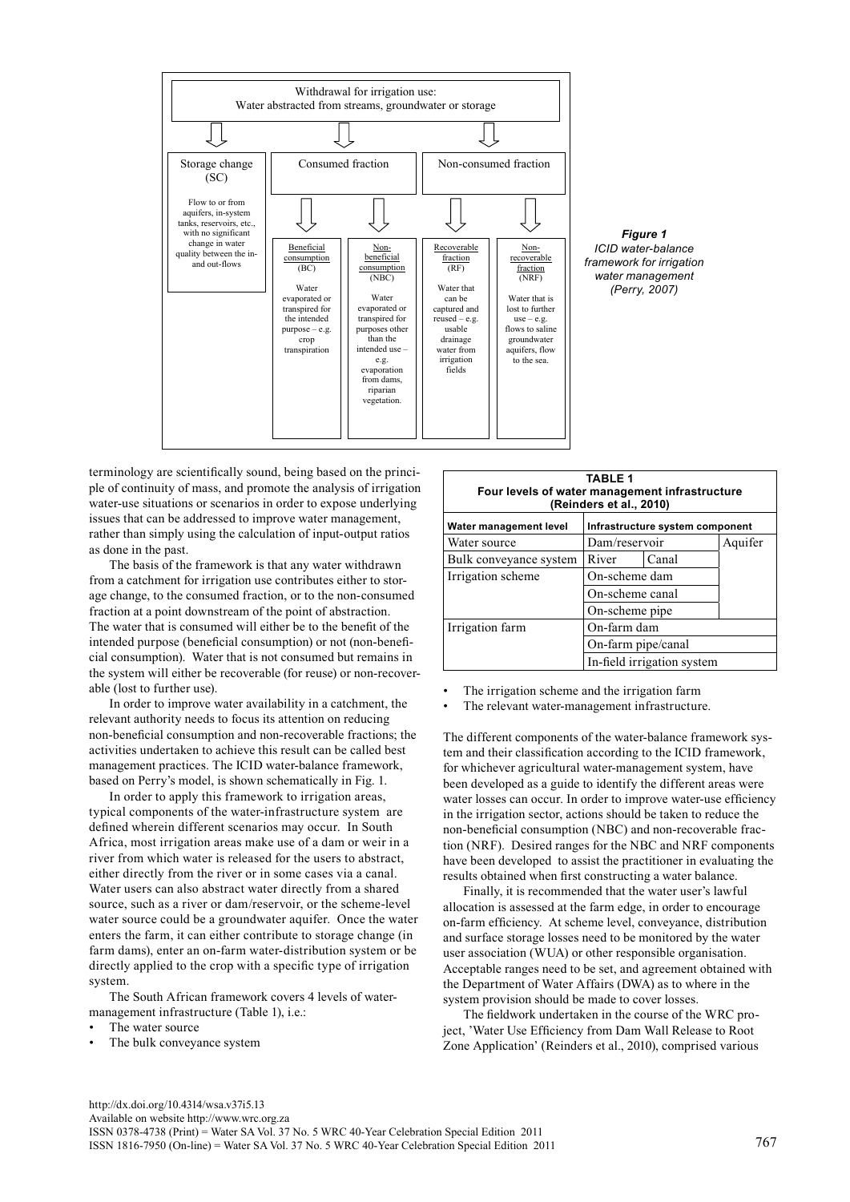Withdrawal for irrigation use:
Water abstracted from streams, groundwater or storage

- **Storage change (SC)**: Flow to or from aquifers, in-system tanks, reservoirs, etc., with no significant change in water quality between the in- and out-flows
- **Consumed fraction**
  - Beneficial consumption (BC): Water evaporated or transpired for the intended purpose – e.g. crop transpiration
  - Non-beneficial consumption (NBC): Water evaporated or transpired for purposes other than the intended use – e.g. evaporation from dams, riparian vegetation.
- **Non-consumed fraction**
  - Recoverable fraction (RF): Water that can be captured and reused – e.g. usable drainage water from irrigation fields
  - Non-recoverable fraction (NRF): Water that is lost to further use – e.g. flows to saline groundwater aquifers, flow to the sea.

***Figure 1***
*ICID water-balance framework for irrigation water management (Perry, 2007)*

terminology are scientifically sound, being based on the principle of continuity of mass, and promote the analysis of irrigation water-use situations or scenarios in order to expose underlying issues that can be addressed to improve water management, rather than simply using the calculation of input-output ratios as done in the past.

The basis of the framework is that any water withdrawn from a catchment for irrigation use contributes either to storage change, to the consumed fraction, or to the non-consumed fraction at a point downstream of the point of abstraction. The water that is consumed will either be to the benefit of the intended purpose (beneficial consumption) or not (non-beneficial consumption). Water that is not consumed but remains in the system will either be recoverable (for reuse) or non-recoverable (lost to further use).

In order to improve water availability in a catchment, the relevant authority needs to focus its attention on reducing non-beneficial consumption and non-recoverable fractions; the activities undertaken to achieve this result can be called best management practices. The ICID water-balance framework, based on Perry's model, is shown schematically in Fig. 1.

In order to apply this framework to irrigation areas, typical components of the water-infrastructure system are defined wherein different scenarios may occur. In South Africa, most irrigation areas make use of a dam or weir in a river from which water is released for the users to abstract, either directly from the river or in some cases via a canal. Water users can also abstract water directly from a shared source, such as a river or dam/reservoir, or the scheme-level water source could be a groundwater aquifer. Once the water enters the farm, it can either contribute to storage change (in farm dams), enter an on-farm water-distribution system or be directly applied to the crop with a specific type of irrigation system.

The South African framework covers 4 levels of water-management infrastructure (Table 1), i.e.:

- The water source
- The bulk conveyance system
- The irrigation scheme and the irrigation farm
- The relevant water-management infrastructure.

**TABLE 1**
**Four levels of water management infrastructure (Reinders et al., 2010)**

| Water management level | Infrastructure system component | | |
|---|---|---|---|
| Water source | Dam/reservoir | | Aquifer |
| Bulk conveyance system | River | Canal | |
| Irrigation scheme | On-scheme dam | | |
| | On-scheme canal | | |
| | On-scheme pipe | | |
| Irrigation farm | On-farm dam | | |
| | On-farm pipe/canal | | |
| | In-field irrigation system | | |

The different components of the water-balance framework system and their classification according to the ICID framework, for whichever agricultural water-management system, have been developed as a guide to identify the different areas were water losses can occur. In order to improve water-use efficiency in the irrigation sector, actions should be taken to reduce the non-beneficial consumption (NBC) and non-recoverable fraction (NRF). Desired ranges for the NBC and NRF components have been developed to assist the practitioner in evaluating the results obtained when first constructing a water balance.

Finally, it is recommended that the water user's lawful allocation is assessed at the farm edge, in order to encourage on-farm efficiency. At scheme level, conveyance, distribution and surface storage losses need to be monitored by the water user association (WUA) or other responsible organisation. Acceptable ranges need to be set, and agreement obtained with the Department of Water Affairs (DWA) as to where in the system provision should be made to cover losses.

The fieldwork undertaken in the course of the WRC project, 'Water Use Efficiency from Dam Wall Release to Root Zone Application' (Reinders et al., 2010), comprised various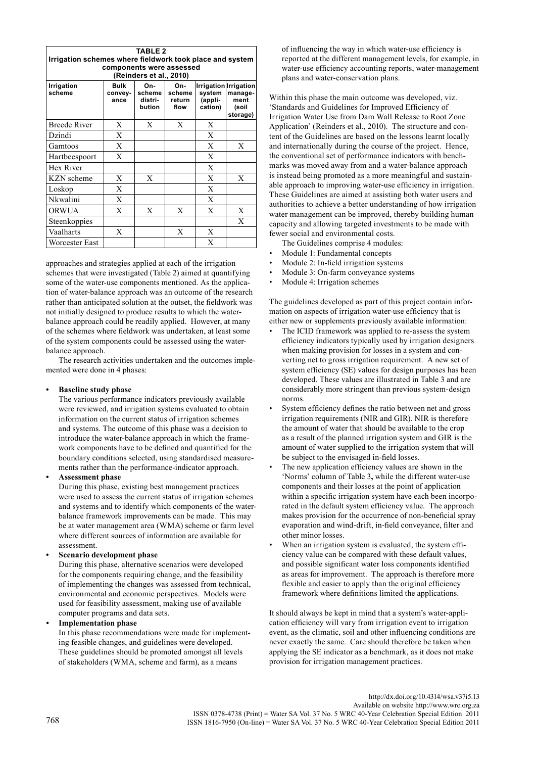**TABLE 2**
**Irrigation schemes where fieldwork took place and system components were assessed (Reinders et al., 2010)**

| Irrigation scheme | Bulk conveyance | On-scheme distribution | On-scheme return flow | Irrigation system (application) | Irrigation management (soil storage) |
|---|---|---|---|---|---|
| Breede River | X | X | X | X | |
| Dzindi | X | | | X | |
| Gamtoos | X | | | X | X |
| Hartbeespoort | X | | | X | |
| Hex River | | | | X | |
| KZN scheme | X | X | | X | X |
| Loskop | X | | | X | |
| Nkwalini | X | | | X | |
| ORWUA | X | X | X | X | X |
| Steenkoppies | | | | | X |
| Vaalharts | X | | X | X | |
| Worcester East | | | | X | |

approaches and strategies applied at each of the irrigation schemes that were investigated (Table 2) aimed at quantifying some of the water-use components mentioned. As the application of water-balance approach was an outcome of the research rather than anticipated solution at the outset, the fieldwork was not initially designed to produce results to which the water-balance approach could be readily applied. However, at many of the schemes where fieldwork was undertaken, at least some of the system components could be assessed using the water-balance approach.

The research activities undertaken and the outcomes implemented were done in 4 phases:

- **Baseline study phase**
  The various performance indicators previously available were reviewed, and irrigation systems evaluated to obtain information on the current status of irrigation schemes and systems. The outcome of this phase was a decision to introduce the water-balance approach in which the framework components have to be defined and quantified for the boundary conditions selected, using standardised measurements rather than the performance-indicator approach.
- **Assessment phase**
  During this phase, existing best management practices were used to assess the current status of irrigation schemes and systems and to identify which components of the water-balance framework improvements can be made. This may be at water management area (WMA) scheme or farm level where different sources of information are available for assessment.
- **Scenario development phase**
  During this phase, alternative scenarios were developed for the components requiring change, and the feasibility of implementing the changes was assessed from technical, environmental and economic perspectives. Models were used for feasibility assessment, making use of available computer programs and data sets.
- **Implementation phase**
  In this phase recommendations were made for implementing feasible changes, and guidelines were developed. These guidelines should be promoted amongst all levels of stakeholders (WMA, scheme and farm), as a means of influencing the way in which water-use efficiency is reported at the different management levels, for example, in water-use efficiency accounting reports, water-management plans and water-conservation plans.

Within this phase the main outcome was developed, viz. 'Standards and Guidelines for Improved Efficiency of Irrigation Water Use from Dam Wall Release to Root Zone Application' (Reinders et al., 2010). The structure and content of the Guidelines are based on the lessons learnt locally and internationally during the course of the project. Hence, the conventional set of performance indicators with benchmarks was moved away from and a water-balance approach is instead being promoted as a more meaningful and sustainable approach to improving water-use efficiency in irrigation. These Guidelines are aimed at assisting both water users and authorities to achieve a better understanding of how irrigation water management can be improved, thereby building human capacity and allowing targeted investments to be made with fewer social and environmental costs.

The Guidelines comprise 4 modules:

- Module 1: Fundamental concepts
- Module 2: In-field irrigation systems
- Module 3: On-farm conveyance systems
- Module 4: Irrigation schemes

The guidelines developed as part of this project contain information on aspects of irrigation water-use efficiency that is either new or supplements previously available information:

- The ICID framework was applied to re-assess the system efficiency indicators typically used by irrigation designers when making provision for losses in a system and converting net to gross irrigation requirement. A new set of system efficiency (SE) values for design purposes has been developed. These values are illustrated in Table 3 and are considerably more stringent than previous system-design norms.
- System efficiency defines the ratio between net and gross irrigation requirements (NIR and GIR). NIR is therefore the amount of water that should be available to the crop as a result of the planned irrigation system and GIR is the amount of water supplied to the irrigation system that will be subject to the envisaged in-field losses.
- The new application efficiency values are shown in the 'Norms' column of Table 3**,** while the different water-use components and their losses at the point of application within a specific irrigation system have each been incorporated in the default system efficiency value. The approach makes provision for the occurrence of non-beneficial spray evaporation and wind-drift, in-field conveyance, filter and other minor losses.
- When an irrigation system is evaluated, the system efficiency value can be compared with these default values, and possible significant water loss components identified as areas for improvement. The approach is therefore more flexible and easier to apply than the original efficiency framework where definitions limited the applications.

It should always be kept in mind that a system's water-application efficiency will vary from irrigation event to irrigation event, as the climatic, soil and other influencing conditions are never exactly the same. Care should therefore be taken when applying the SE indicator as a benchmark, as it does not make provision for irrigation management practices.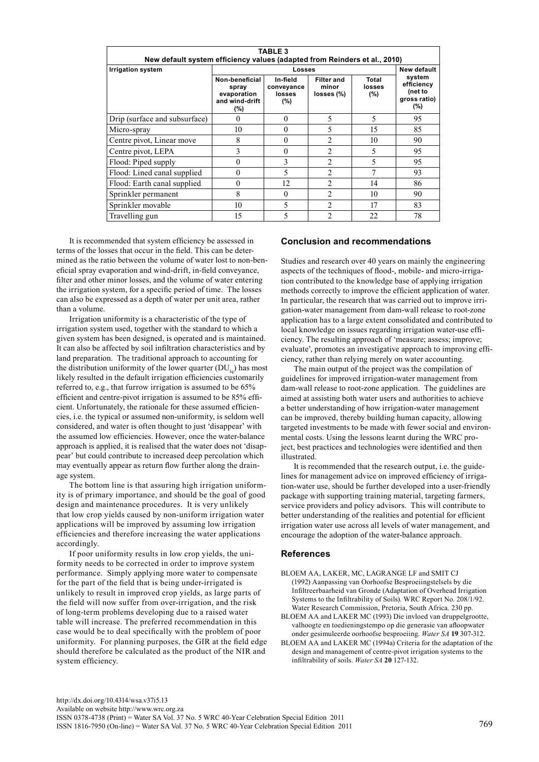**TABLE 3**
**New default system efficiency values (adapted from Reinders et al., 2010)**

| Irrigation system | Losses | | | | New default system efficiency (net to gross ratio) (%) |
|---|---|---|---|---|---|
| | Non-beneficial spray evaporation and wind-drift (%) | In-field conveyance losses (%) | Filter and minor losses (%) | Total losses (%) | |
| Drip (surface and subsurface) | 0 | 0 | 5 | 5 | 95 |
| Micro-spray | 10 | 0 | 5 | 15 | 85 |
| Centre pivot, Linear move | 8 | 0 | 2 | 10 | 90 |
| Centre pivot, LEPA | 3 | 0 | 2 | 5 | 95 |
| Flood: Piped supply | 0 | 3 | 2 | 5 | 95 |
| Flood: Lined canal supplied | 0 | 5 | 2 | 7 | 93 |
| Flood: Earth canal supplied | 0 | 12 | 2 | 14 | 86 |
| Sprinkler permanent | 8 | 0 | 2 | 10 | 90 |
| Sprinkler movable | 10 | 5 | 2 | 17 | 83 |
| Travelling gun | 15 | 5 | 2 | 22 | 78 |

It is recommended that system efficiency be assessed in terms of the losses that occur in the field. This can be determined as the ratio between the volume of water lost to non-beneficial spray evaporation and wind-drift, in-field conveyance, filter and other minor losses, and the volume of water entering the irrigation system, for a specific period of time. The losses can also be expressed as a depth of water per unit area, rather than a volume.

Irrigation uniformity is a characteristic of the type of irrigation system used, together with the standard to which a given system has been designed, is operated and is maintained. It can also be affected by soil infiltration characteristics and by land preparation. The traditional approach to accounting for the distribution uniformity of the lower quarter ($DU_{lq}$) has most likely resulted in the default irrigation efficiencies customarily referred to, e.g., that furrow irrigation is assumed to be 65% efficient and centre-pivot irrigation is assumed to be 85% efficient. Unfortunately, the rationale for these assumed efficiencies, i.e. the typical or assumed non-uniformity, is seldom well considered, and water is often thought to just 'disappear' with the assumed low efficiencies. However, once the water-balance approach is applied, it is realised that the water does not 'disappear' but could contribute to increased deep percolation which may eventually appear as return flow further along the drainage system.

The bottom line is that assuring high irrigation uniformity is of primary importance, and should be the goal of good design and maintenance procedures. It is very unlikely that low crop yields caused by non-uniform irrigation water applications will be improved by assuming low irrigation efficiencies and therefore increasing the water applications accordingly.

If poor uniformity results in low crop yields, the uniformity needs to be corrected in order to improve system performance. Simply applying more water to compensate for the part of the field that is being under-irrigated is unlikely to result in improved crop yields, as large parts of the field will now suffer from over-irrigation, and the risk of long-term problems developing due to a raised water table will increase. The preferred recommendation in this case would be to deal specifically with the problem of poor uniformity. For planning purposes, the GIR at the field edge should therefore be calculated as the product of the NIR and system efficiency.

## Conclusion and recommendations

Studies and research over 40 years on mainly the engineering aspects of the techniques of flood-, mobile- and micro-irrigation contributed to the knowledge base of applying irrigation methods correctly to improve the efficient application of water. In particular, the research that was carried out to improve irrigation-water management from dam-wall release to root-zone application has to a large extent consolidated and contributed to local knowledge on issues regarding irrigation water-use efficiency. The resulting approach of 'measure; assess; improve; evaluate', promotes an investigative approach to improving efficiency, rather than relying merely on water accounting.

The main output of the project was the compilation of guidelines for improved irrigation-water management from dam-wall release to root-zone application. The guidelines are aimed at assisting both water users and authorities to achieve a better understanding of how irrigation-water management can be improved, thereby building human capacity, allowing targeted investments to be made with fewer social and environmental costs. Using the lessons learnt during the WRC project, best practices and technologies were identified and then illustrated.

It is recommended that the research output, i.e. the guidelines for management advice on improved efficiency of irrigation-water use, should be further developed into a user-friendly package with supporting training material, targeting farmers, service providers and policy advisors. This will contribute to better understanding of the realities and potential for efficient irrigation water use across all levels of water management, and encourage the adoption of the water-balance approach.

## References

BLOEM AA, LAKER, MC, LAGRANGE LF and SMIT CJ (1992) Aanpassing van Oorhoofse Besproeiingstelsels by die Infiltreerbaarheid van Gronde (Adaptation of Overhead Irrigation Systems to the Infiltrability of Soils). WRC Report No. 208/1/92. Water Research Commission, Pretoria, South Africa. 230 pp.

BLOEM AA and LAKER MC (1993) Die invloed van druppelgrootte, valhoogte en toedieningstempo op die generasie van afloopwater onder gesimuleerde oorhoofse besproeiing. *Water SA* **19** 307-312.

BLOEM AA and LAKER MC (1994a) Criteria for the adaptation of the design and management of centre-pivot irrigation systems to the infiltrability of soils. *Water SA* **20** 127-132.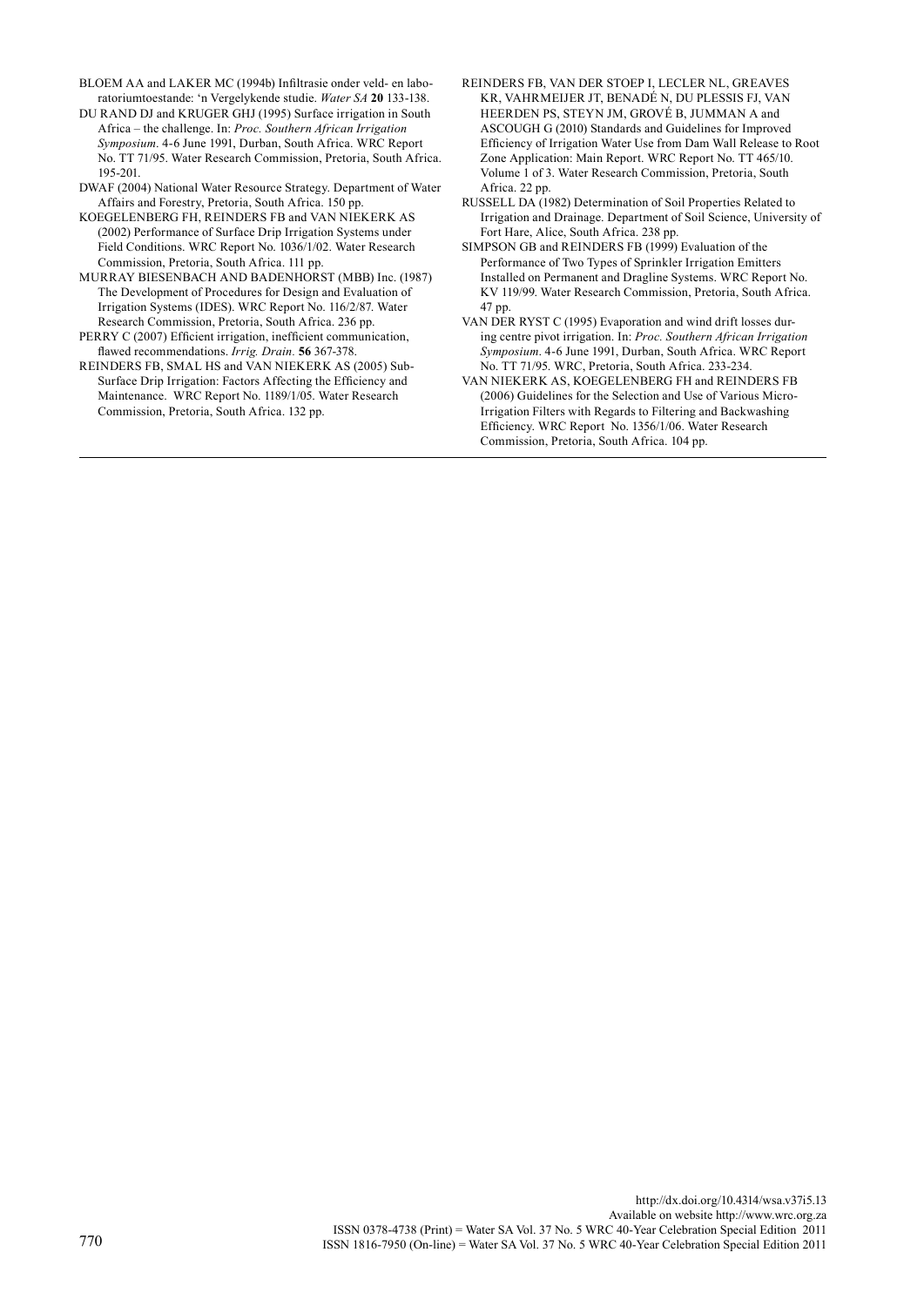BLOEM AA and LAKER MC (1994b) Infiltrasie onder veld- en laboratoriumtoestande: 'n Vergelykende studie. *Water SA* **20** 133-138.

DU RAND DJ and KRUGER GHJ (1995) Surface irrigation in South Africa – the challenge. In: *Proc. Southern African Irrigation Symposium*. 4-6 June 1991, Durban, South Africa. WRC Report No. TT 71/95. Water Research Commission, Pretoria, South Africa. 195-201.

DWAF (2004) National Water Resource Strategy. Department of Water Affairs and Forestry, Pretoria, South Africa. 150 pp.

KOEGELENBERG FH, REINDERS FB and VAN NIEKERK AS (2002) Performance of Surface Drip Irrigation Systems under Field Conditions. WRC Report No. 1036/1/02. Water Research Commission, Pretoria, South Africa. 111 pp.

MURRAY BIESENBACH AND BADENHORST (MBB) Inc. (1987) The Development of Procedures for Design and Evaluation of Irrigation Systems (IDES). WRC Report No. 116/2/87. Water Research Commission, Pretoria, South Africa. 236 pp.

PERRY C (2007) Efficient irrigation, inefficient communication, flawed recommendations. *Irrig. Drain.* **56** 367-378.

REINDERS FB, SMAL HS and VAN NIEKERK AS (2005) Sub-Surface Drip Irrigation: Factors Affecting the Efficiency and Maintenance. WRC Report No. 1189/1/05. Water Research Commission, Pretoria, South Africa. 132 pp.

REINDERS FB, VAN DER STOEP I, LECLER NL, GREAVES KR, VAHRMEIJER JT, BENADÉ N, DU PLESSIS FJ, VAN HEERDEN PS, STEYN JM, GROVÉ B, JUMMAN A and ASCOUGH G (2010) Standards and Guidelines for Improved Efficiency of Irrigation Water Use from Dam Wall Release to Root Zone Application: Main Report. WRC Report No. TT 465/10. Volume 1 of 3. Water Research Commission, Pretoria, South Africa. 22 pp.

RUSSELL DA (1982) Determination of Soil Properties Related to Irrigation and Drainage. Department of Soil Science, University of Fort Hare, Alice, South Africa. 238 pp.

SIMPSON GB and REINDERS FB (1999) Evaluation of the Performance of Two Types of Sprinkler Irrigation Emitters Installed on Permanent and Dragline Systems. WRC Report No. KV 119/99. Water Research Commission, Pretoria, South Africa. 47 pp.

VAN DER RYST C (1995) Evaporation and wind drift losses during centre pivot irrigation. In: *Proc. Southern African Irrigation Symposium*. 4-6 June 1991, Durban, South Africa. WRC Report No. TT 71/95. WRC, Pretoria, South Africa. 233-234.

VAN NIEKERK AS, KOEGELENBERG FH and REINDERS FB (2006) Guidelines for the Selection and Use of Various Micro-Irrigation Filters with Regards to Filtering and Backwashing Efficiency. WRC Report No. 1356/1/06. Water Research Commission, Pretoria, South Africa. 104 pp.